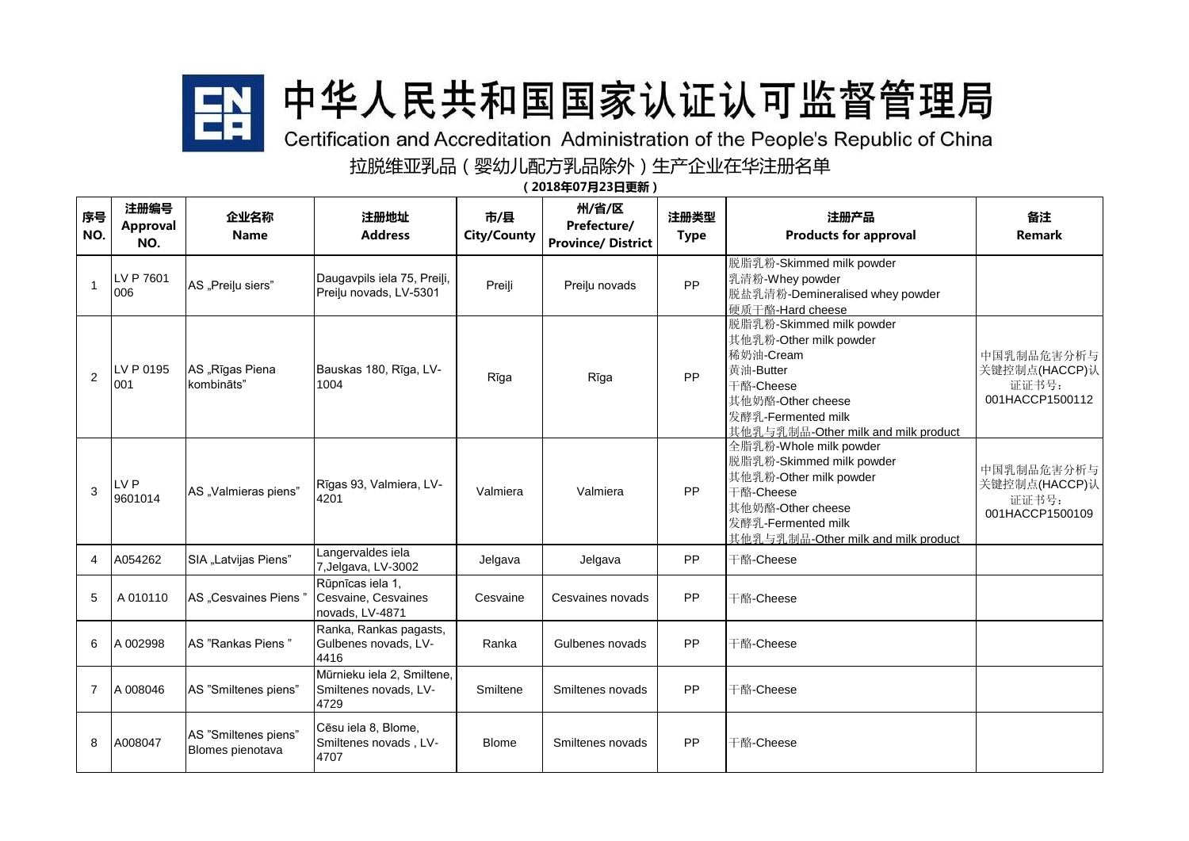# 中华人民共和国国家认证认可监督管理局

Certification and Accreditation Administration of the People's Republic of China

## 拉脱维亚乳品（婴幼儿配方乳品除外）生产企业在华注册名单

**（2018年07月23日更新）**

| 序号 NO. | 注册编号 Approval NO. | 企业名称 Name | 注册地址 Address | 市/县 City/County | 州/省/区 Prefecture/ Province/ District | 注册类型 Type | 注册产品 Products for approval | 备注 Remark |
|---|---|---|---|---|---|---|---|---|
| 1 | LV P 7601 006 | AS „Preiļu siers” | Daugavpils iela 75, Preiļi, Preiļu novads, LV-5301 | Preiļi | Preiļu novads | PP | 脱脂乳粉-Skimmed milk powder<br>乳清粉-Whey powder<br>脱盐乳清粉-Demineralised whey powder<br>硬质干酪-Hard cheese | |
| 2 | LV P 0195 001 | AS „Rīgas Piena kombināts” | Bauskas 180, Rīga, LV-1004 | Rīga | Rīga | PP | 脱脂乳粉-Skimmed milk powder<br>其他乳粉-Other milk powder<br>稀奶油-Cream<br>黄油-Butter<br>干酪-Cheese<br>其他奶酪-Other cheese<br>发酵乳-Fermented milk<br>其他乳与乳制品-Other milk and milk product | 中国乳制品危害分析与关键控制点(HACCP)认证证书号：001HACCP1500112 |
| 3 | LV P 9601014 | AS „Valmieras piens” | Rīgas 93, Valmiera, LV-4201 | Valmiera | Valmiera | PP | 全脂乳粉-Whole milk powder<br>脱脂乳粉-Skimmed milk powder<br>其他乳粉-Other milk powder<br>干酪-Cheese<br>其他奶酪-Other cheese<br>发酵乳-Fermented milk<br>其他乳与乳制品-Other milk and milk product | 中国乳制品危害分析与关键控制点(HACCP)认证证书号：001HACCP1500109 |
| 4 | A054262 | SIA „Latvijas Piens” | Langervaldes iela 7,Jelgava, LV-3002 | Jelgava | Jelgava | PP | 干酪-Cheese | |
| 5 | A 010110 | AS „Cesvaines Piens ” | Rūpnīcas iela 1, Cesvaine, Cesvaines novads, LV-4871 | Cesvaine | Cesvaines novads | PP | 干酪-Cheese | |
| 6 | A 002998 | AS ”Rankas Piens ” | Ranka, Rankas pagasts, Gulbenes novads, LV-4416 | Ranka | Gulbenes novads | PP | 干酪-Cheese | |
| 7 | A 008046 | AS ”Smiltenes piens” | Mūrnieku iela 2, Smiltene, Smiltenes novads, LV-4729 | Smiltene | Smiltenes novads | PP | 干酪-Cheese | |
| 8 | A008047 | AS ”Smiltenes piens” Blomes pienotava | Cēsu iela 8, Blome, Smiltenes novads , LV-4707 | Blome | Smiltenes novads | PP | 干酪-Cheese | |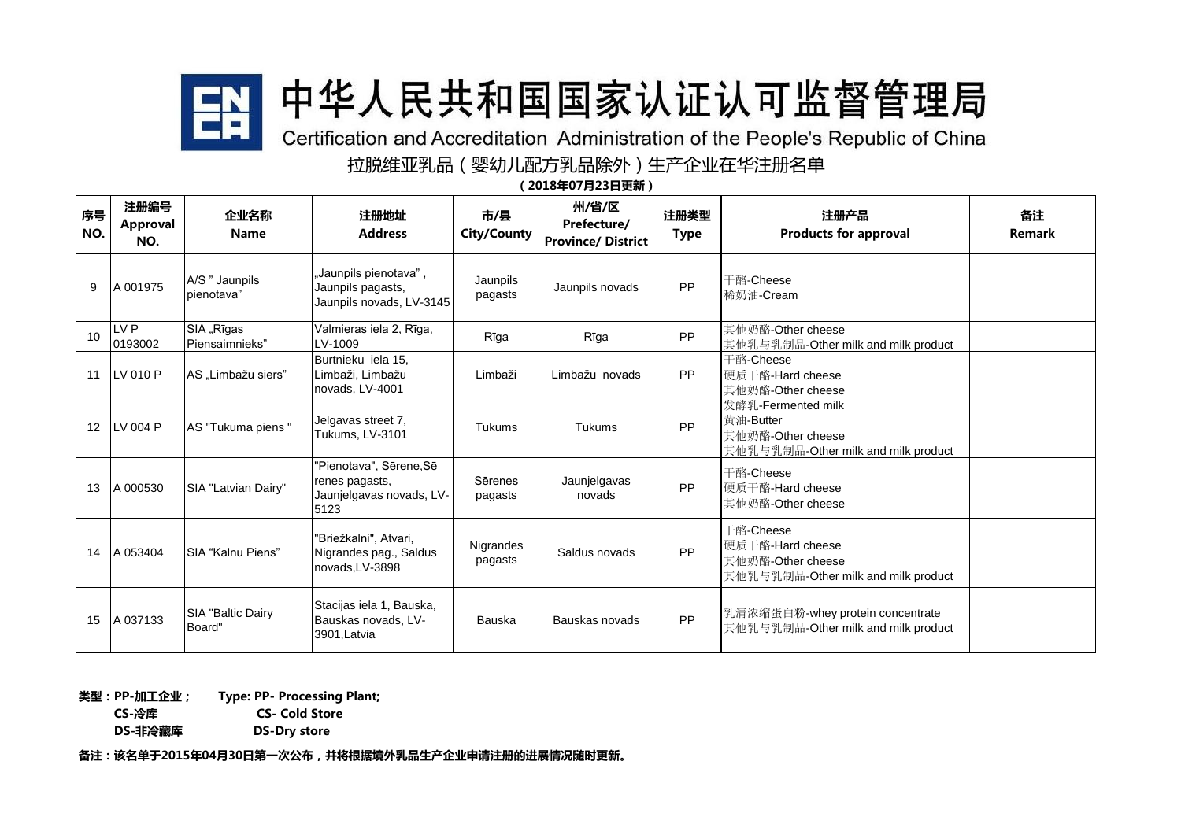# 中华人民共和国国家认证认可监督管理局

Certification and Accreditation Administration of the People's Republic of China

## 拉脱维亚乳品（婴幼儿配方乳品除外）生产企业在华注册名单

**（2018年07月23日更新）**

| 序号 NO. | 注册编号 Approval NO. | 企业名称 Name | 注册地址 Address | 市/县 City/County | 州/省/区 Prefecture/ Province/ District | 注册类型 Type | 注册产品 Products for approval | 备注 Remark |
|---|---|---|---|---|---|---|---|---|
| 9 | A 001975 | A/S " Jaunpils pienotava" | „Jaunpils pienotava" , Jaunpils pagasts, Jaunpils novads, LV-3145 | Jaunpils pagasts | Jaunpils novads | PP | 干酪-Cheese<br>稀奶油-Cream | |
| 10 | LV P 0193002 | SIA „Rīgas Piensaimnieks" | Valmieras iela 2, Rīga, LV-1009 | Rīga | Rīga | PP | 其他奶酪-Other cheese<br>其他乳与乳制品-Other milk and milk product | |
| 11 | LV 010 P | AS „Limbažu siers" | Burtnieku iela 15, Limbaži, Limbažu novads, LV-4001 | Limbaži | Limbažu novads | PP | 干酪-Cheese<br>硬质干酪-Hard cheese<br>其他奶酪-Other cheese | |
| 12 | LV 004 P | AS "Tukuma piens " | Jelgavas street 7, Tukums, LV-3101 | Tukums | Tukums | PP | 发酵乳-Fermented milk<br>黄油-Butter<br>其他奶酪-Other cheese<br>其他乳与乳制品-Other milk and milk product | |
| 13 | A 000530 | SIA "Latvian Dairy" | "Pienotava", Sērene,Sērenes pagasts, Jaunjelgavas novads, LV-5123 | Sērenes pagasts | Jaunjelgavas novads | PP | 干酪-Cheese<br>硬质干酪-Hard cheese<br>其他奶酪-Other cheese | |
| 14 | A 053404 | SIA “Kalnu Piens" | "Briežkalni", Atvari, Nigrandes pag., Saldus novads,LV-3898 | Nigrandes pagasts | Saldus novads | PP | 干酪-Cheese<br>硬质干酪-Hard cheese<br>其他奶酪-Other cheese<br>其他乳与乳制品-Other milk and milk product | |
| 15 | A 037133 | SIA "Baltic Dairy Board" | Stacijas iela 1, Bauska, Bauskas novads, LV-3901,Latvia | Bauska | Bauskas novads | PP | 乳清浓缩蛋白粉-whey protein concentrate<br>其他乳与乳制品-Other milk and milk product | |

**类型：PP-加工企业； Type: PP- Processing Plant;**

**CS-冷库 CS- Cold Store**

**DS-非冷藏库 DS-Dry store**

**备注：该名单于2015年04月30日第一次公布，并将根据境外乳品生产企业申请注册的进展情况随时更新。**